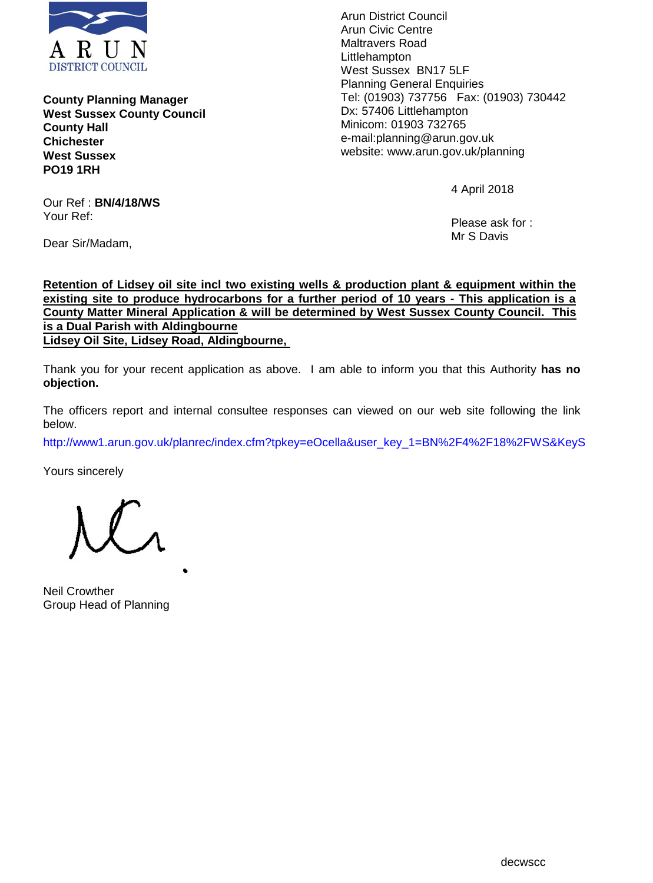ARUN
DISTRICT COUNCIL

Arun District Council
Arun Civic Centre
Maltravers Road
Littlehampton
West Sussex BN17 5LF
Planning General Enquiries
Tel: (01903) 737756 Fax: (01903) 730442
Dx: 57406 Littlehampton
Minicom: 01903 732765
e-mail:planning@arun.gov.uk
website: www.arun.gov.uk/planning

**County Planning Manager**
**West Sussex County Council**
**County Hall**
**Chichester**
**West Sussex**
**PO19 1RH**

4 April 2018

Our Ref : **BN/4/18/WS**
Your Ref:

Please ask for :
Mr S Davis

Dear Sir/Madam,

**Retention of Lidsey oil site incl two existing wells & production plant & equipment within the existing site to produce hydrocarbons for a further period of 10 years - This application is a County Matter Mineral Application & will be determined by West Sussex County Council. This is a Dual Parish with Aldingbourne**
**Lidsey Oil Site, Lidsey Road, Aldingbourne,**

Thank you for your recent application as above. I am able to inform you that this Authority **has no objection.**

The officers report and internal consultee responses can viewed on our web site following the link below.

http://www1.arun.gov.uk/planrec/index.cfm?tpkey=eOcella&user_key_1=BN%2F4%2F18%2FWS&KeyS

Yours sincerely

Neil Crowther
Group Head of Planning

decwscc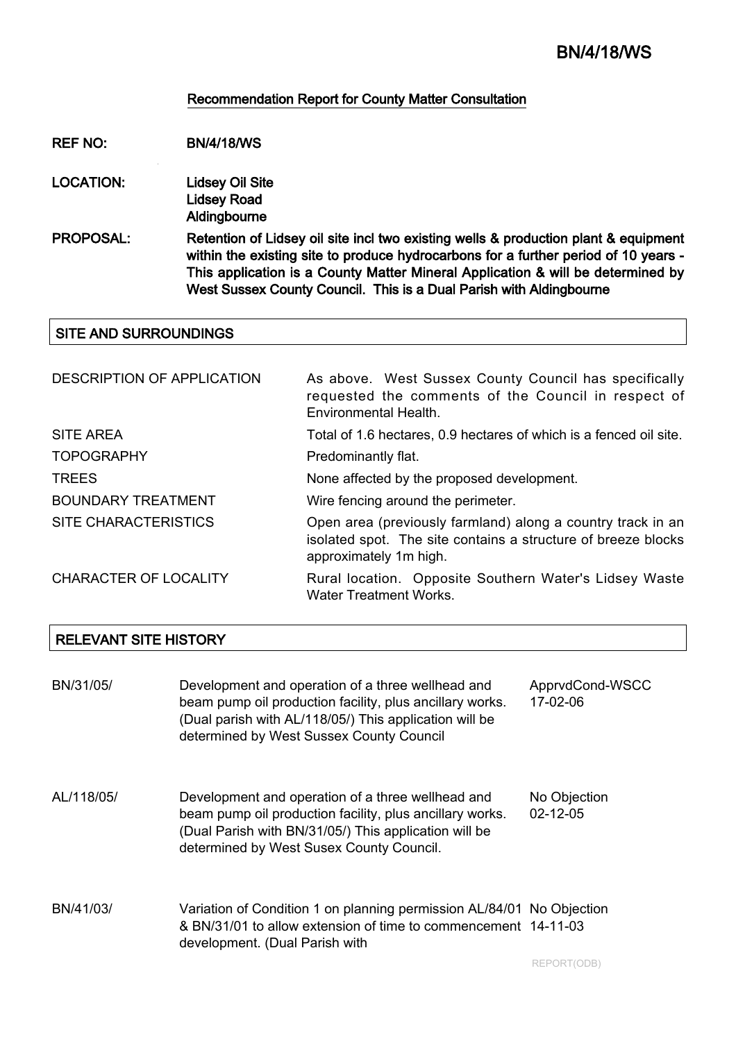## Recommendation Report for County Matter Consultation

**REF NO:** BN/4/18/WS

**LOCATION:** Lidsey Oil Site
Lidsey Road
Aldingbourne

**PROPOSAL:** Retention of Lidsey oil site incl two existing wells & production plant & equipment within the existing site to produce hydrocarbons for a further period of 10 years - This application is a County Matter Mineral Application & will be determined by West Sussex County Council. This is a Dual Parish with Aldingbourne

### SITE AND SURROUNDINGS

| | |
|---|---|
| DESCRIPTION OF APPLICATION | As above. West Sussex County Council has specifically requested the comments of the Council in respect of Environmental Health. |
| SITE AREA | Total of 1.6 hectares, 0.9 hectares of which is a fenced oil site. |
| TOPOGRAPHY | Predominantly flat. |
| TREES | None affected by the proposed development. |
| BOUNDARY TREATMENT | Wire fencing around the perimeter. |
| SITE CHARACTERISTICS | Open area (previously farmland) along a country track in an isolated spot. The site contains a structure of breeze blocks approximately 1m high. |
| CHARACTER OF LOCALITY | Rural location. Opposite Southern Water's Lidsey Waste Water Treatment Works. |

### RELEVANT SITE HISTORY

| | | |
|---|---|---|
| BN/31/05/ | Development and operation of a three wellhead and beam pump oil production facility, plus ancillary works. (Dual parish with AL/118/05/) This application will be determined by West Sussex County Council | ApprvdCond-WSCC 17-02-06 |
| AL/118/05/ | Development and operation of a three wellhead and beam pump oil production facility, plus ancillary works. (Dual Parish with BN/31/05/) This application will be determined by West Susex County Council. | No Objection 02-12-05 |
| BN/41/03/ | Variation of Condition 1 on planning permission AL/84/01 & BN/31/01 to allow extension of time to commencement development. (Dual Parish with | No Objection 14-11-03 |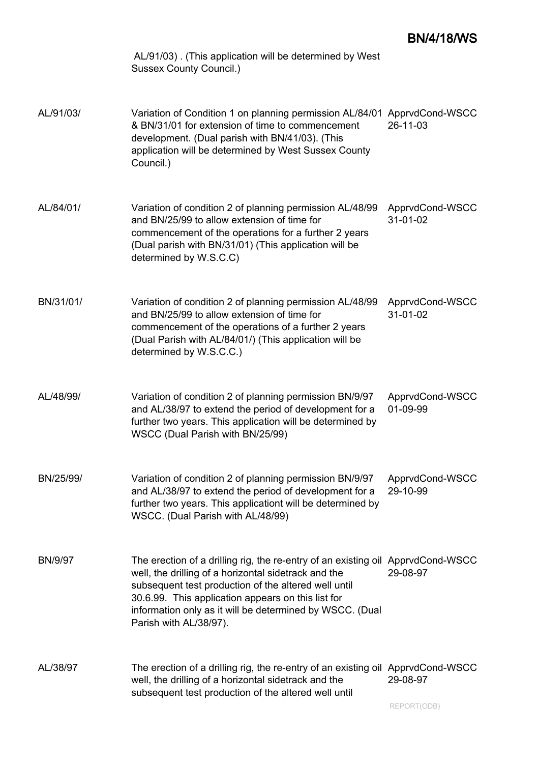| | AL/91/03) . (This application will be determined by West Sussex County Council.) | |
|---|---|---|
| AL/91/03/ | Variation of Condition 1 on planning permission AL/84/01 & BN/31/01 for extension of time to commencement development. (Dual parish with BN/41/03). (This application will be determined by West Sussex County Council.) | ApprvdCond-WSCC 26-11-03 |
| AL/84/01/ | Variation of condition 2 of planning permission AL/48/99 and BN/25/99 to allow extension of time for commencement of the operations for a further 2 years (Dual parish with BN/31/01) (This application will be determined by W.S.C.C) | ApprvdCond-WSCC 31-01-02 |
| BN/31/01/ | Variation of condition 2 of planning permission AL/48/99 and BN/25/99 to allow extension of time for commencement of the operations of a further 2 years (Dual Parish with AL/84/01/) (This application will be determined by W.S.C.C.) | ApprvdCond-WSCC 31-01-02 |
| AL/48/99/ | Variation of condition 2 of planning permission BN/9/97 and AL/38/97 to extend the period of development for a further two years. This application will be determined by WSCC (Dual Parish with BN/25/99) | ApprvdCond-WSCC 01-09-99 |
| BN/25/99/ | Variation of condition 2 of planning permission BN/9/97 and AL/38/97 to extend the period of development for a further two years. This applicationt will be determined by WSCC. (Dual Parish with AL/48/99) | ApprvdCond-WSCC 29-10-99 |
| BN/9/97 | The erection of a drilling rig, the re-entry of an existing oil well, the drilling of a horizontal sidetrack and the subsequent test production of the altered well until 30.6.99. This application appears on this list for information only as it will be determined by WSCC. (Dual Parish with AL/38/97). | ApprvdCond-WSCC 29-08-97 |
| AL/38/97 | The erection of a drilling rig, the re-entry of an existing oil well, the drilling of a horizontal sidetrack and the subsequent test production of the altered well until | ApprvdCond-WSCC 29-08-97 |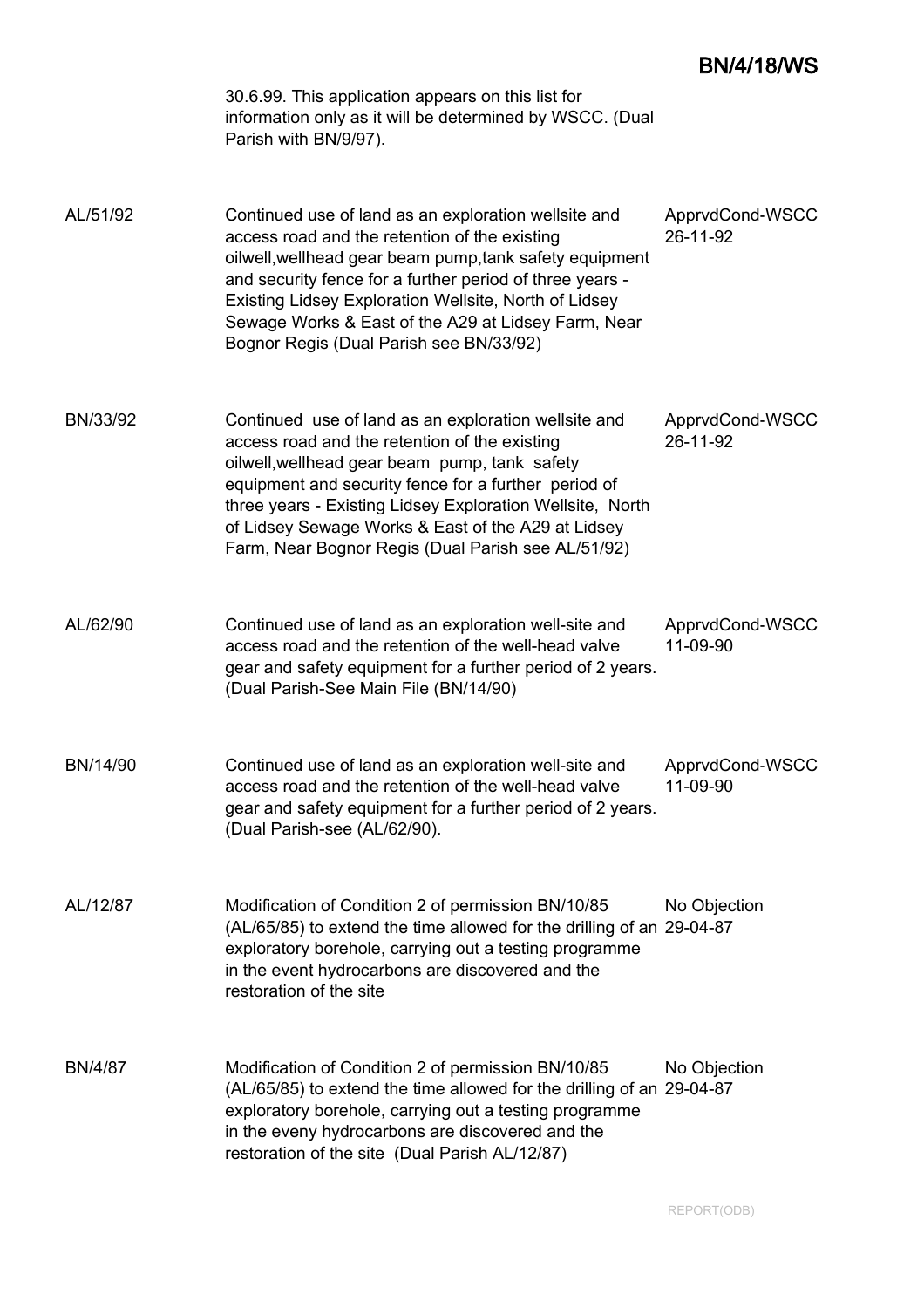30.6.99. This application appears on this list for information only as it will be determined by WSCC. (Dual Parish with BN/9/97).

| | | |
|---|---|---|
| AL/51/92 | Continued use of land as an exploration wellsite and access road and the retention of the existing oilwell,wellhead gear beam pump,tank safety equipment and security fence for a further period of three years - Existing Lidsey Exploration Wellsite, North of Lidsey Sewage Works & East of the A29 at Lidsey Farm, Near Bognor Regis (Dual Parish see BN/33/92) | ApprvdCond-WSCC 26-11-92 |
| BN/33/92 | Continued use of land as an exploration wellsite and access road and the retention of the existing oilwell,wellhead gear beam pump, tank safety equipment and security fence for a further period of three years - Existing Lidsey Exploration Wellsite, North of Lidsey Sewage Works & East of the A29 at Lidsey Farm, Near Bognor Regis (Dual Parish see AL/51/92) | ApprvdCond-WSCC 26-11-92 |
| AL/62/90 | Continued use of land as an exploration well-site and access road and the retention of the well-head valve gear and safety equipment for a further period of 2 years. (Dual Parish-See Main File (BN/14/90) | ApprvdCond-WSCC 11-09-90 |
| BN/14/90 | Continued use of land as an exploration well-site and access road and the retention of the well-head valve gear and safety equipment for a further period of 2 years. (Dual Parish-see (AL/62/90). | ApprvdCond-WSCC 11-09-90 |
| AL/12/87 | Modification of Condition 2 of permission BN/10/85 (AL/65/85) to extend the time allowed for the drilling of an exploratory borehole, carrying out a testing programme in the event hydrocarbons are discovered and the restoration of the site | No Objection 29-04-87 |
| BN/4/87 | Modification of Condition 2 of permission BN/10/85 (AL/65/85) to extend the time allowed for the drilling of an exploratory borehole, carrying out a testing programme in the eveny hydrocarbons are discovered and the restoration of the site (Dual Parish AL/12/87) | No Objection 29-04-87 |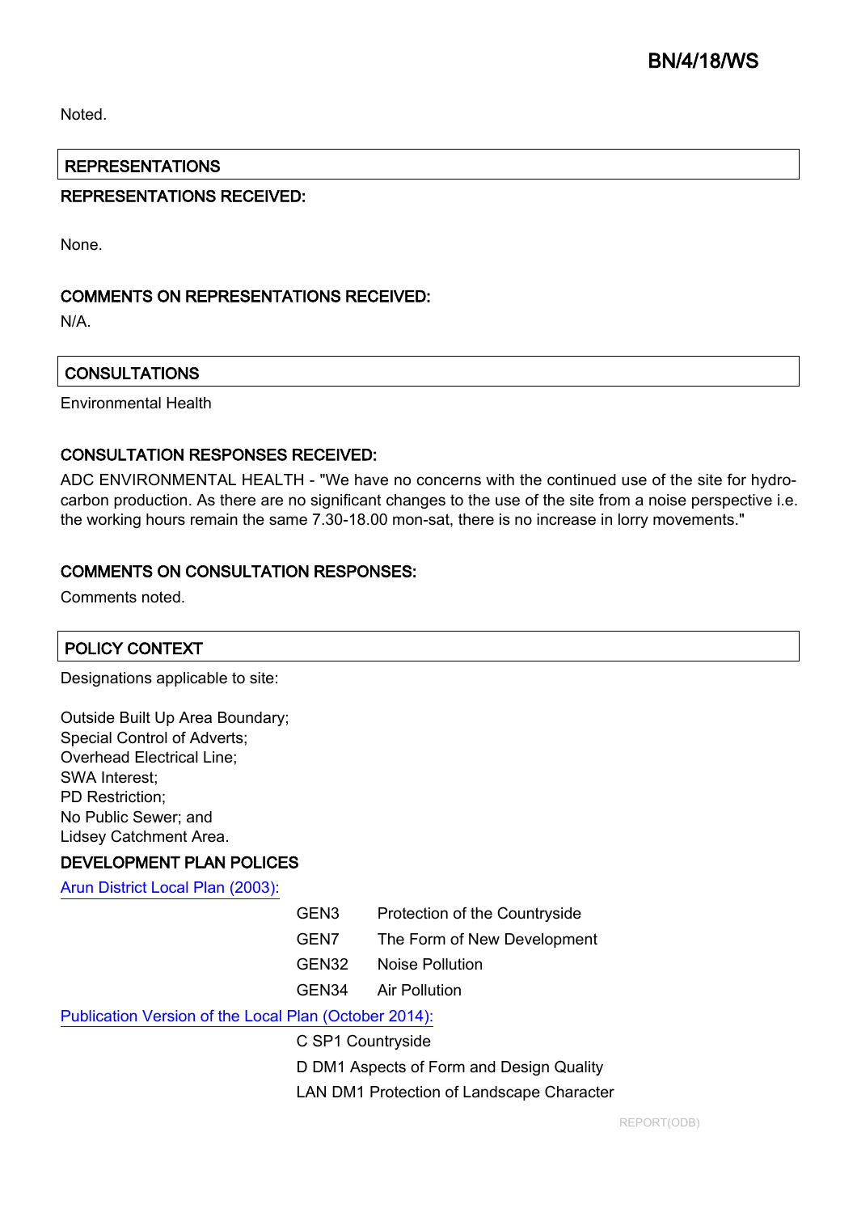Noted.

## REPRESENTATIONS

### REPRESENTATIONS RECEIVED:

None.

### COMMENTS ON REPRESENTATIONS RECEIVED:

N/A.

## CONSULTATIONS

Environmental Health

### CONSULTATION RESPONSES RECEIVED:

ADC ENVIRONMENTAL HEALTH - "We have no concerns with the continued use of the site for hydro-carbon production. As there are no significant changes to the use of the site from a noise perspective i.e. the working hours remain the same 7.30-18.00 mon-sat, there is no increase in lorry movements."

### COMMENTS ON CONSULTATION RESPONSES:

Comments noted.

## POLICY CONTEXT

Designations applicable to site:

Outside Built Up Area Boundary;
Special Control of Adverts;
Overhead Electrical Line;
SWA Interest;
PD Restriction;
No Public Sewer; and
Lidsey Catchment Area.

### DEVELOPMENT PLAN POLICES

Arun District Local Plan (2003):

| | |
|---|---|
| GEN3 | Protection of the Countryside |
| GEN7 | The Form of New Development |
| GEN32 | Noise Pollution |
| GEN34 | Air Pollution |

Publication Version of the Local Plan (October 2014):

C SP1 Countryside
D DM1 Aspects of Form and Design Quality
LAN DM1 Protection of Landscape Character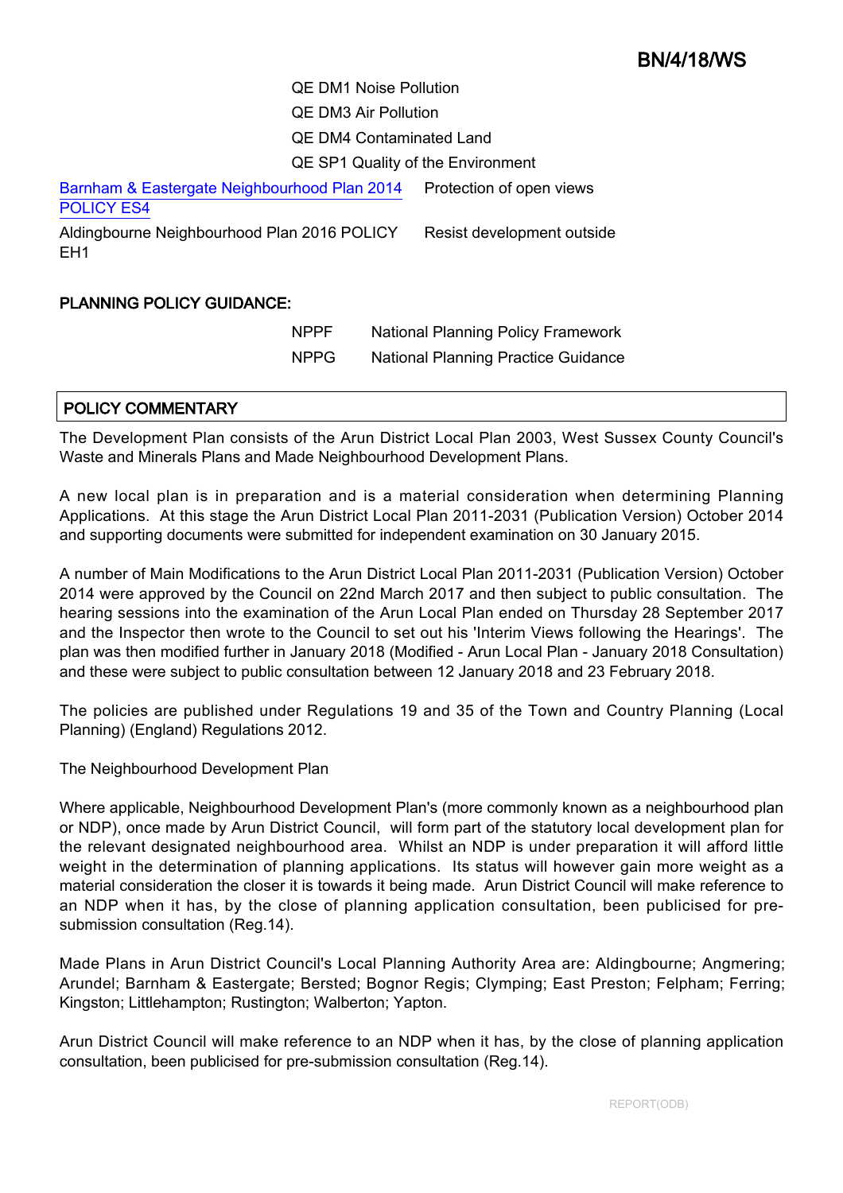BN/4/18/WS

| | |
|---|---|
| | QE DM1 Noise Pollution |
| | QE DM3 Air Pollution |
| | QE DM4 Contaminated Land |
| | QE SP1 Quality of the Environment |
| Barnham & Eastergate Neighbourhood Plan 2014 POLICY ES4 | Protection of open views |
| Aldingbourne Neighbourhood Plan 2016 POLICY EH1 | Resist development outside |

**PLANNING POLICY GUIDANCE:**

| | |
|---|---|
| NPPF | National Planning Policy Framework |
| NPPG | National Planning Practice Guidance |

## POLICY COMMENTARY

The Development Plan consists of the Arun District Local Plan 2003, West Sussex County Council's Waste and Minerals Plans and Made Neighbourhood Development Plans.

A new local plan is in preparation and is a material consideration when determining Planning Applications. At this stage the Arun District Local Plan 2011-2031 (Publication Version) October 2014 and supporting documents were submitted for independent examination on 30 January 2015.

A number of Main Modifications to the Arun District Local Plan 2011-2031 (Publication Version) October 2014 were approved by the Council on 22nd March 2017 and then subject to public consultation. The hearing sessions into the examination of the Arun Local Plan ended on Thursday 28 September 2017 and the Inspector then wrote to the Council to set out his 'Interim Views following the Hearings'. The plan was then modified further in January 2018 (Modified - Arun Local Plan - January 2018 Consultation) and these were subject to public consultation between 12 January 2018 and 23 February 2018.

The policies are published under Regulations 19 and 35 of the Town and Country Planning (Local Planning) (England) Regulations 2012.

The Neighbourhood Development Plan

Where applicable, Neighbourhood Development Plan's (more commonly known as a neighbourhood plan or NDP), once made by Arun District Council, will form part of the statutory local development plan for the relevant designated neighbourhood area. Whilst an NDP is under preparation it will afford little weight in the determination of planning applications. Its status will however gain more weight as a material consideration the closer it is towards it being made. Arun District Council will make reference to an NDP when it has, by the close of planning application consultation, been publicised for pre-submission consultation (Reg.14).

Made Plans in Arun District Council's Local Planning Authority Area are: Aldingbourne; Angmering; Arundel; Barnham & Eastergate; Bersted; Bognor Regis; Clymping; East Preston; Felpham; Ferring; Kingston; Littlehampton; Rustington; Walberton; Yapton.

Arun District Council will make reference to an NDP when it has, by the close of planning application consultation, been publicised for pre-submission consultation (Reg.14).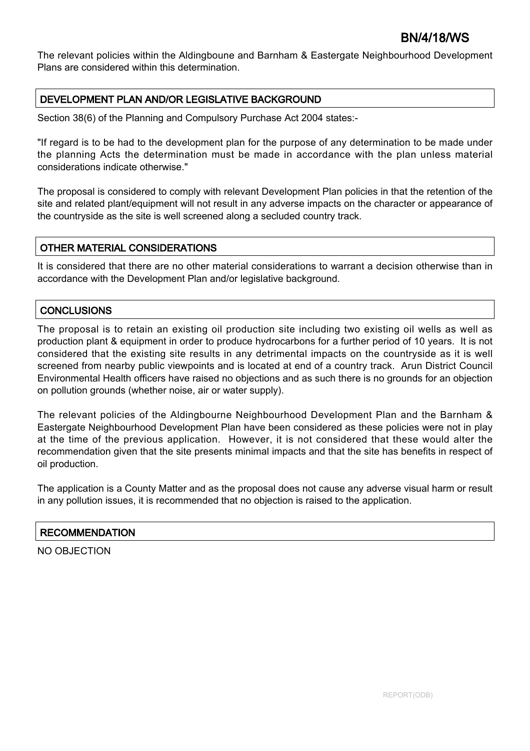The relevant policies within the Aldingboune and Barnham & Eastergate Neighbourhood Development Plans are considered within this determination.

## DEVELOPMENT PLAN AND/OR LEGISLATIVE BACKGROUND

Section 38(6) of the Planning and Compulsory Purchase Act 2004 states:-

"If regard is to be had to the development plan for the purpose of any determination to be made under the planning Acts the determination must be made in accordance with the plan unless material considerations indicate otherwise."

The proposal is considered to comply with relevant Development Plan policies in that the retention of the site and related plant/equipment will not result in any adverse impacts on the character or appearance of the countryside as the site is well screened along a secluded country track.

## OTHER MATERIAL CONSIDERATIONS

It is considered that there are no other material considerations to warrant a decision otherwise than in accordance with the Development Plan and/or legislative background.

## CONCLUSIONS

The proposal is to retain an existing oil production site including two existing oil wells as well as production plant & equipment in order to produce hydrocarbons for a further period of 10 years. It is not considered that the existing site results in any detrimental impacts on the countryside as it is well screened from nearby public viewpoints and is located at end of a country track. Arun District Council Environmental Health officers have raised no objections and as such there is no grounds for an objection on pollution grounds (whether noise, air or water supply).

The relevant policies of the Aldingbourne Neighbourhood Development Plan and the Barnham & Eastergate Neighbourhood Development Plan have been considered as these policies were not in play at the time of the previous application. However, it is not considered that these would alter the recommendation given that the site presents minimal impacts and that the site has benefits in respect of oil production.

The application is a County Matter and as the proposal does not cause any adverse visual harm or result in any pollution issues, it is recommended that no objection is raised to the application.

## RECOMMENDATION

NO OBJECTION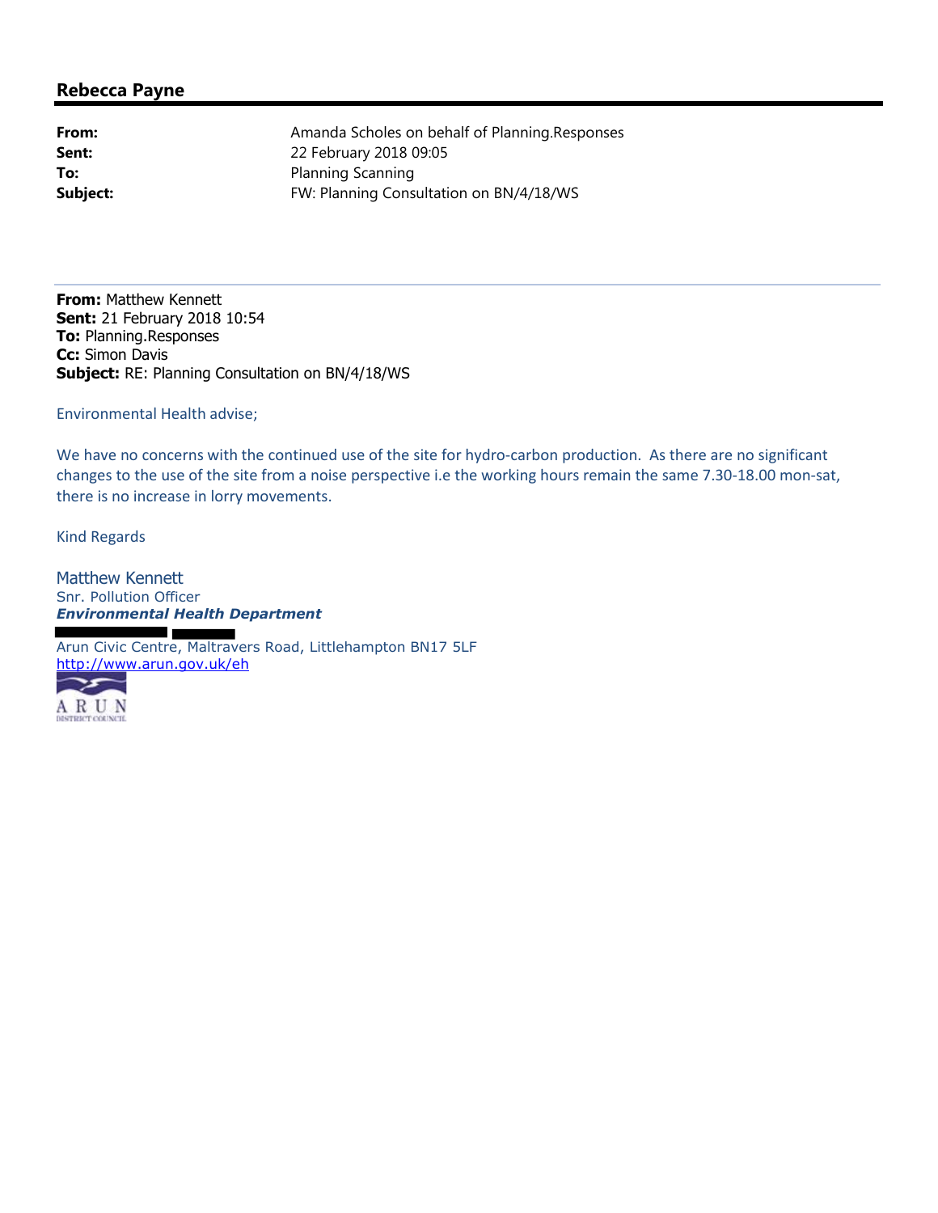## Rebecca Payne

| | |
|---|---|
| **From:** | Amanda Scholes on behalf of Planning.Responses |
| **Sent:** | 22 February 2018 09:05 |
| **To:** | Planning Scanning |
| **Subject:** | FW: Planning Consultation on BN/4/18/WS |

---

**From:** Matthew Kennett
**Sent:** 21 February 2018 10:54
**To:** Planning.Responses
**Cc:** Simon Davis
**Subject:** RE: Planning Consultation on BN/4/18/WS

Environmental Health advise;

We have no concerns with the continued use of the site for hydro-carbon production. As there are no significant changes to the use of the site from a noise perspective i.e the working hours remain the same 7.30-18.00 mon-sat, there is no increase in lorry movements.

Kind Regards

Matthew Kennett
Snr. Pollution Officer
***Environmental Health Department***

Arun Civic Centre, Maltravers Road, Littlehampton BN17 5LF
http://www.arun.gov.uk/eh

ARUN
DISTRICT COUNCIL